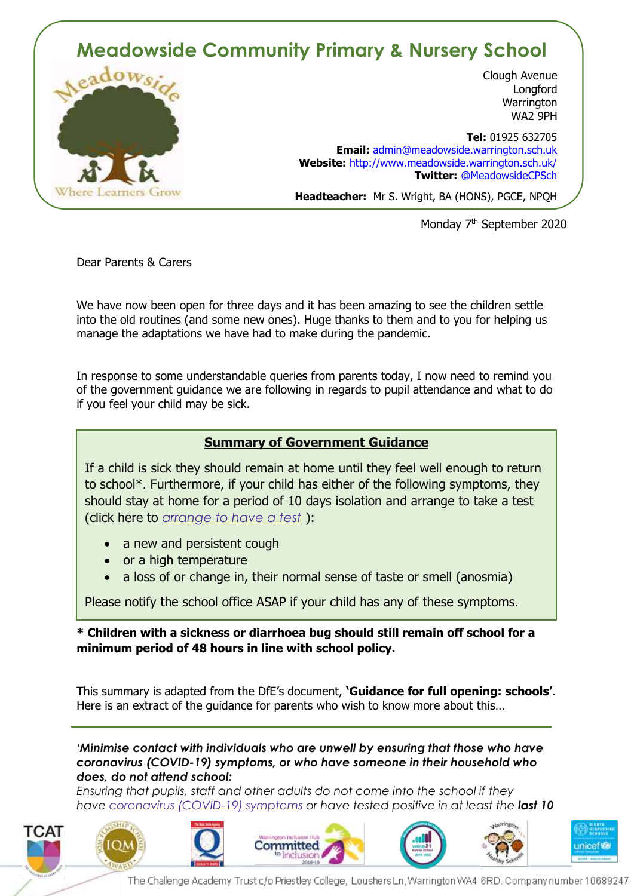# Meadowside Community Primary & Nursery School

Clough Avenue
Longford
Warrington
WA2 9PH

**Tel:** 01925 632705
**Email:** admin@meadowside.warrington.sch.uk
**Website:** http://www.meadowside.warrington.sch.uk/
**Twitter:** @MeadowsideCPSch

**Headteacher:** Mr S. Wright, BA (HONS), PGCE, NPQH

Monday 7th September 2020

Dear Parents & Carers

We have now been open for three days and it has been amazing to see the children settle into the old routines (and some new ones). Huge thanks to them and to you for helping us manage the adaptations we have had to make during the pandemic.

In response to some understandable queries from parents today, I now need to remind you of the government guidance we are following in regards to pupil attendance and what to do if you feel your child may be sick.

## Summary of Government Guidance

If a child is sick they should remain at home until they feel well enough to return to school*. Furthermore, if your child has either of the following symptoms, they should stay at home for a period of 10 days isolation and arrange to take a test (click here to *arrange to have a test* ):

- a new and persistent cough
- or a high temperature
- a loss of or change in, their normal sense of taste or smell (anosmia)

Please notify the school office ASAP if your child has any of these symptoms.

**\* Children with a sickness or diarrhoea bug should still remain off school for a minimum period of 48 hours in line with school policy.**

This summary is adapted from the DfE's document, **'Guidance for full opening: schools'**. Here is an extract of the guidance for parents who wish to know more about this…

---

***'Minimise contact with individuals who are unwell by ensuring that those who have coronavirus (COVID-19) symptoms, or who have someone in their household who does, do not attend school:***

*Ensuring that pupils, staff and other adults do not come into the school if they have coronavirus (COVID-19) symptoms or have tested positive in at least the **last 10***

The Challenge Academy Trust c/o Priestley College, Loushers Ln, Warrington WA4 6RD. Company number 10689247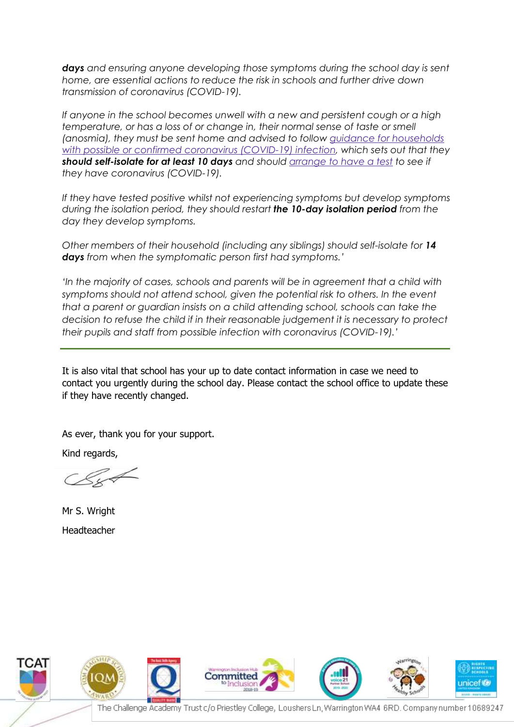*__days__ and ensuring anyone developing those symptoms during the school day is sent home, are essential actions to reduce the risk in schools and further drive down transmission of coronavirus (COVID-19).*

*If anyone in the school becomes unwell with a new and persistent cough or a high temperature, or has a loss of or change in, their normal sense of taste or smell (anosmia), they must be sent home and advised to follow [guidance for households with possible or confirmed coronavirus (COVID-19) infection](), which sets out that they __should self-isolate for at least 10 days__ and should [arrange to have a test]() to see if they have coronavirus (COVID-19).*

*If they have tested positive whilst not experiencing symptoms but develop symptoms during the isolation period, they should restart __the 10-day isolation period__ from the day they develop symptoms.*

*Other members of their household (including any siblings) should self-isolate for __14 days__ from when the symptomatic person first had symptoms.'*

*'In the majority of cases, schools and parents will be in agreement that a child with symptoms should not attend school, given the potential risk to others. In the event that a parent or guardian insists on a child attending school, schools can take the decision to refuse the child if in their reasonable judgement it is necessary to protect their pupils and staff from possible infection with coronavirus (COVID-19).'*

---

It is also vital that school has your up to date contact information in case we need to contact you urgently during the school day. Please contact the school office to update these if they have recently changed.

As ever, thank you for your support.

Kind regards,

Mr S. Wright

Headteacher

The Challenge Academy Trust c/o Priestley College, Loushers Ln, Warrington WA4 6RD. Company number 10689247